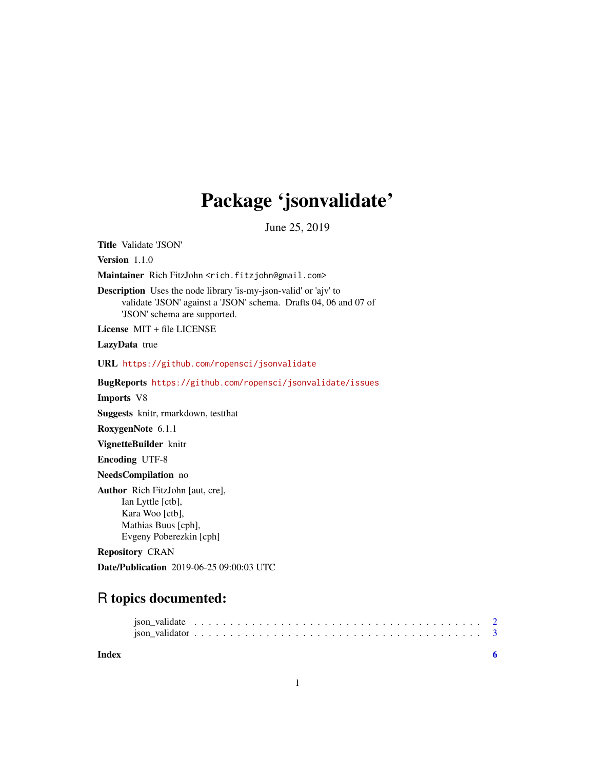# Package 'jsonvalidate'

June 25, 2019

**Title** Validate 'JSON'

**Version** 1.1.0

**Maintainer** Rich FitzJohn <rich.fitzjohn@gmail.com>

**Description** Uses the node library 'is-my-json-valid' or 'ajv' to validate 'JSON' against a 'JSON' schema. Drafts 04, 06 and 07 of 'JSON' schema are supported.

**License** MIT + file LICENSE

**LazyData** true

**URL** https://github.com/ropensci/jsonvalidate

**BugReports** https://github.com/ropensci/jsonvalidate/issues

**Imports** V8

**Suggests** knitr, rmarkdown, testthat

**RoxygenNote** 6.1.1

**VignetteBuilder** knitr

**Encoding** UTF-8

**NeedsCompilation** no

**Author** Rich FitzJohn [aut, cre],
Ian Lyttle [ctb],
Kara Woo [ctb],
Mathias Buus [cph],
Evgeny Poberezkin [cph]

**Repository** CRAN

**Date/Publication** 2019-06-25 09:00:03 UTC

## R topics documented:

json_validate . . . . . . . . . . . . . . . . . . . . . . . . . . . . . . . . . . . . . . . . 2
json_validator . . . . . . . . . . . . . . . . . . . . . . . . . . . . . . . . . . . . . . . . 3

**Index** 6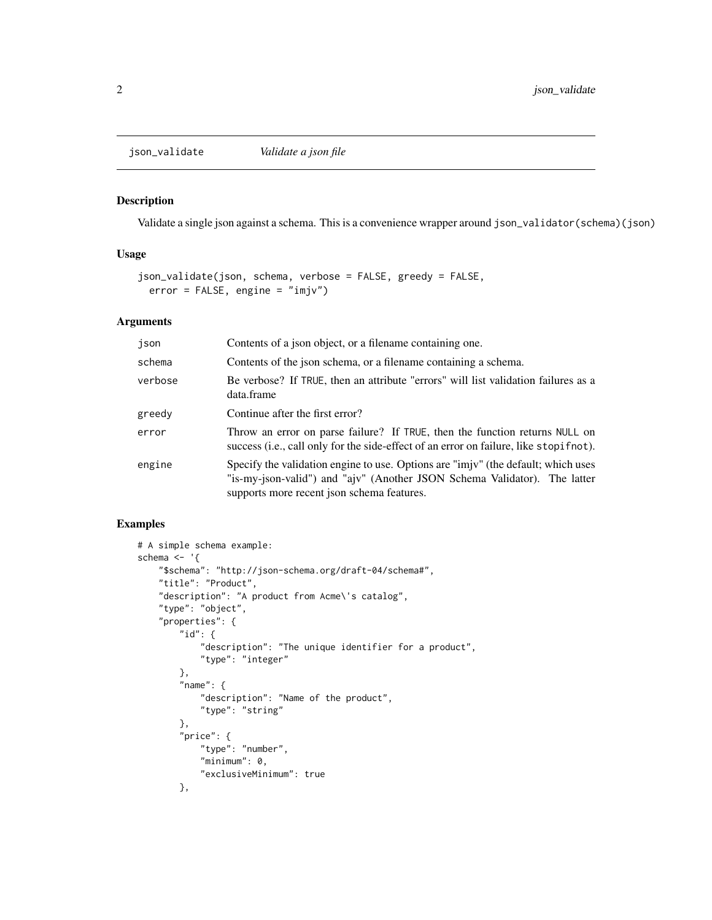`json_validate` *Validate a json file*

## Description

Validate a single json against a schema. This is a convenience wrapper around `json_validator(schema)(json)`

## Usage

```
json_validate(json, schema, verbose = FALSE, greedy = FALSE,
  error = FALSE, engine = "imjv")
```

## Arguments

| | |
|---|---|
| `json` | Contents of a json object, or a filename containing one. |
| `schema` | Contents of the json schema, or a filename containing a schema. |
| `verbose` | Be verbose? If `TRUE`, then an attribute "errors" will list validation failures as a data.frame |
| `greedy` | Continue after the first error? |
| `error` | Throw an error on parse failure? If `TRUE`, then the function returns `NULL` on success (i.e., call only for the side-effect of an error on failure, like `stopifnot`). |
| `engine` | Specify the validation engine to use. Options are "imjv" (the default; which uses "is-my-json-valid") and "ajv" (Another JSON Schema Validator). The latter supports more recent json schema features. |

## Examples

```
# A simple schema example:
schema <- '{
    "$schema": "http://json-schema.org/draft-04/schema#",
    "title": "Product",
    "description": "A product from Acme\'s catalog",
    "type": "object",
    "properties": {
        "id": {
            "description": "The unique identifier for a product",
            "type": "integer"
        },
        "name": {
            "description": "Name of the product",
            "type": "string"
        },
        "price": {
            "type": "number",
            "minimum": 0,
            "exclusiveMinimum": true
        },
```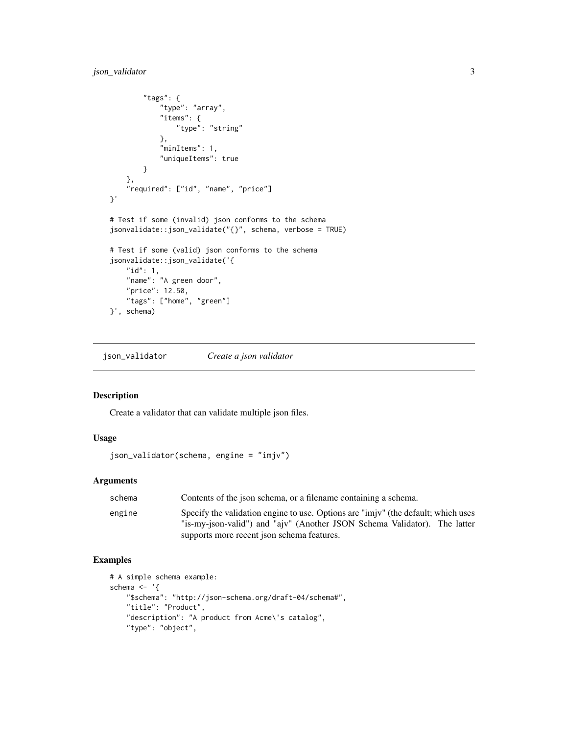```
        "tags": {
            "type": "array",
            "items": {
                "type": "string"
            },
            "minItems": 1,
            "uniqueItems": true
        }
    },
    "required": ["id", "name", "price"]
}'

# Test if some (invalid) json conforms to the schema
jsonvalidate::json_validate("{}", schema, verbose = TRUE)

# Test if some (valid) json conforms to the schema
jsonvalidate::json_validate('{
    "id": 1,
    "name": "A green door",
    "price": 12.50,
    "tags": ["home", "green"]
}', schema)
```

## json_validator    *Create a json validator*

### Description

Create a validator that can validate multiple json files.

### Usage

```
json_validator(schema, engine = "imjv")
```

### Arguments

| | |
|---|---|
| schema | Contents of the json schema, or a filename containing a schema. |
| engine | Specify the validation engine to use. Options are "imjv" (the default; which uses "is-my-json-valid") and "ajv" (Another JSON Schema Validator). The latter supports more recent json schema features. |

### Examples

```
# A simple schema example:
schema <- '{
    "$schema": "http://json-schema.org/draft-04/schema#",
    "title": "Product",
    "description": "A product from Acme\'s catalog",
    "type": "object",
```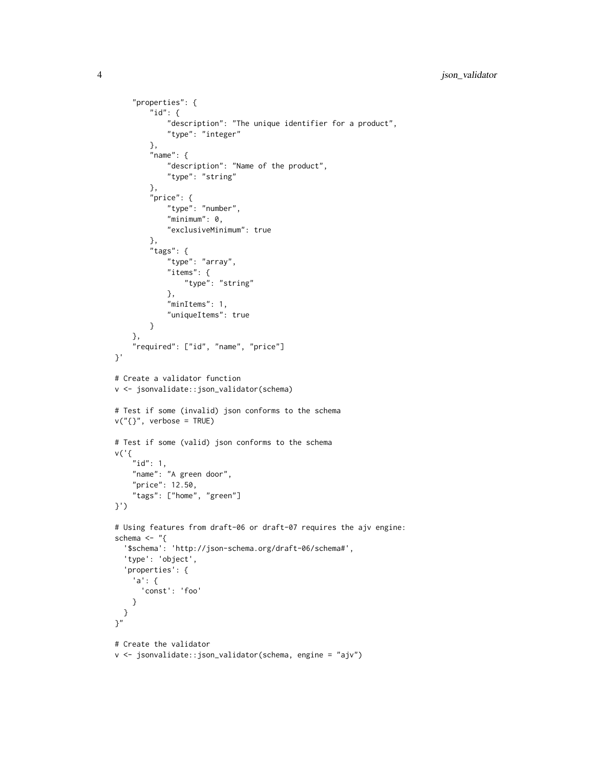```
    "properties": {
        "id": {
            "description": "The unique identifier for a product",
            "type": "integer"
        },
        "name": {
            "description": "Name of the product",
            "type": "string"
        },
        "price": {
            "type": "number",
            "minimum": 0,
            "exclusiveMinimum": true
        },
        "tags": {
            "type": "array",
            "items": {
                "type": "string"
            },
            "minItems": 1,
            "uniqueItems": true
        }
    },
    "required": ["id", "name", "price"]
}'

# Create a validator function
v <- jsonvalidate::json_validator(schema)

# Test if some (invalid) json conforms to the schema
v("{}", verbose = TRUE)

# Test if some (valid) json conforms to the schema
v('{
    "id": 1,
    "name": "A green door",
    "price": 12.50,
    "tags": ["home", "green"]
}')

# Using features from draft-06 or draft-07 requires the ajv engine:
schema <- "{
  '$schema': 'http://json-schema.org/draft-06/schema#',
  'type': 'object',
  'properties': {
    'a': {
      'const': 'foo'
    }
  }
}"

# Create the validator
v <- jsonvalidate::json_validator(schema, engine = "ajv")
```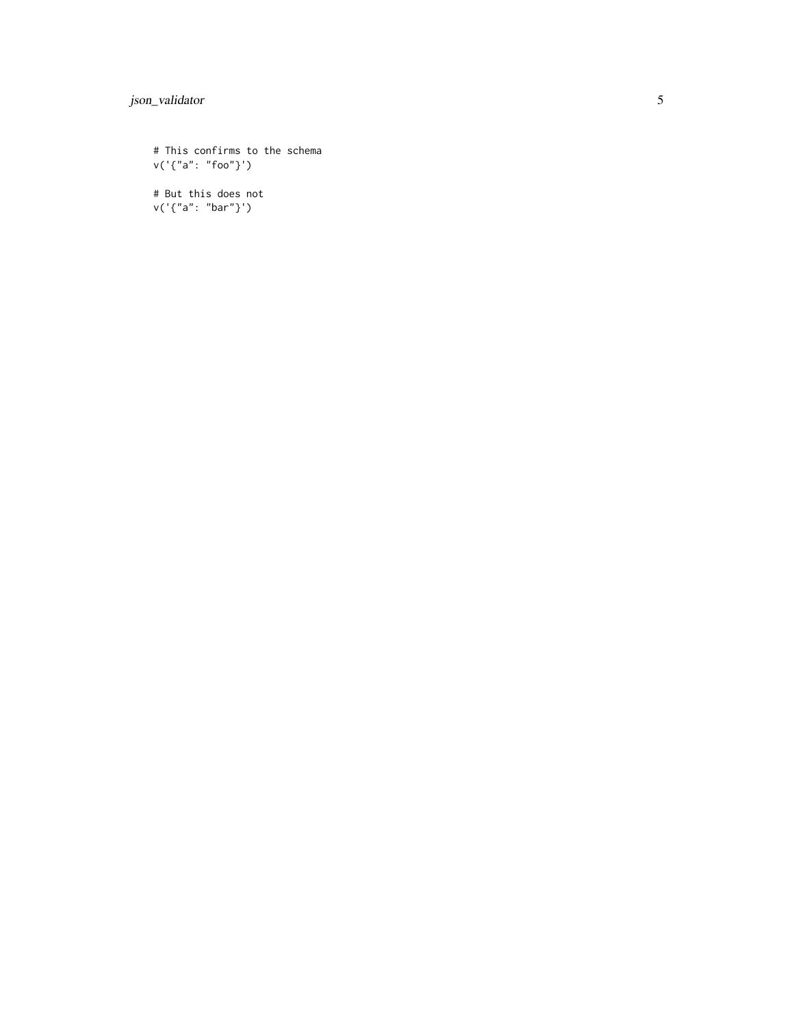```
# This confirms to the schema
v('{"a": "foo"}')

# But this does not
v('{"a": "bar"}')
```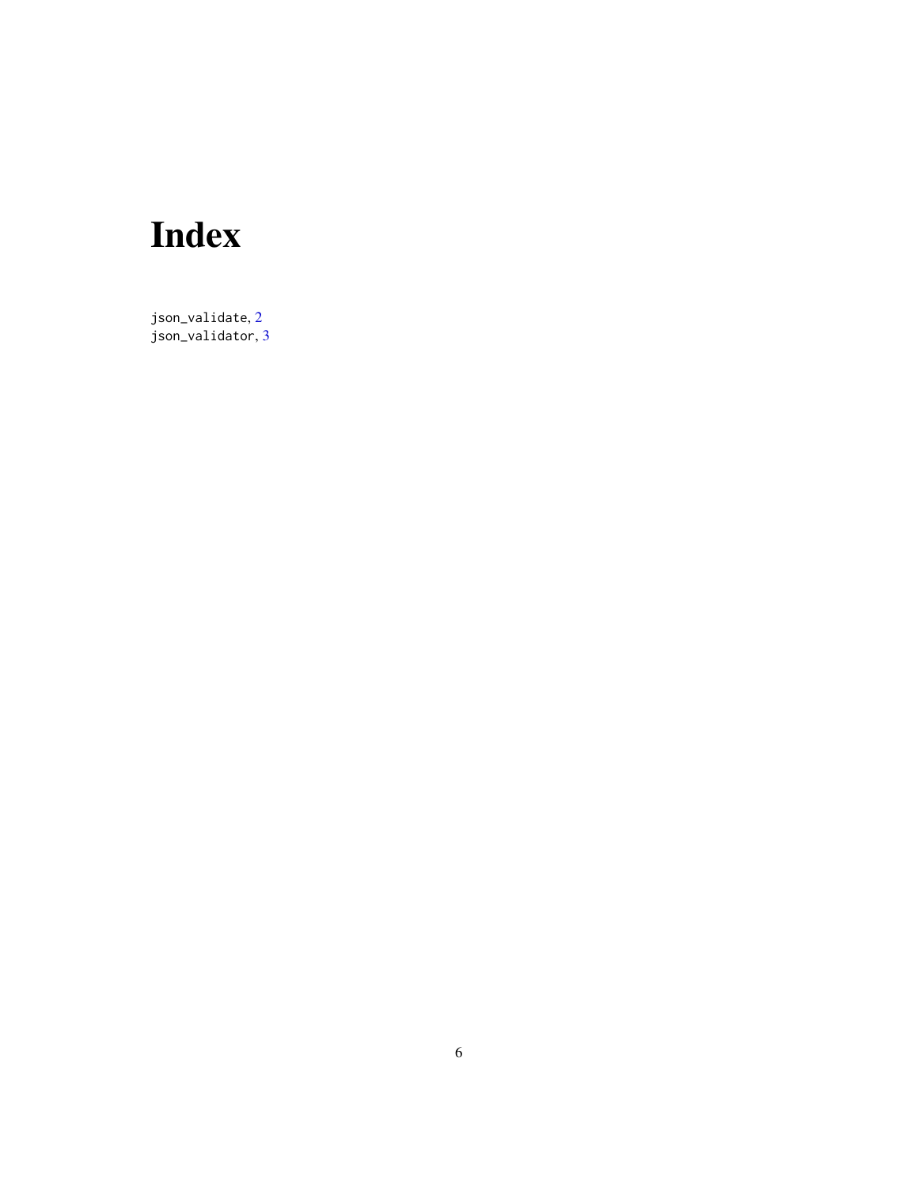# Index

json_validate, 2
json_validator, 3